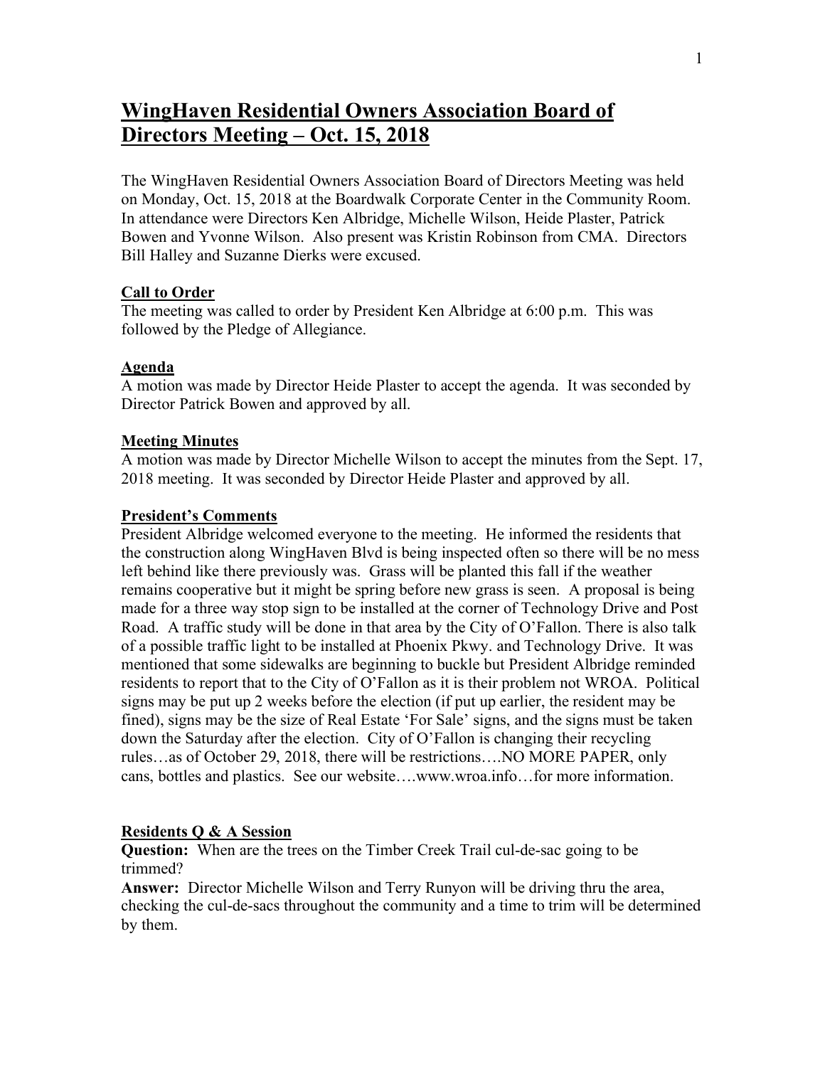# WingHaven Residential Owners Association Board of Directors Meeting – Oct. 15, 2018

The WingHaven Residential Owners Association Board of Directors Meeting was held on Monday, Oct. 15, 2018 at the Boardwalk Corporate Center in the Community Room. In attendance were Directors Ken Albridge, Michelle Wilson, Heide Plaster, Patrick Bowen and Yvonne Wilson. Also present was Kristin Robinson from CMA. Directors Bill Halley and Suzanne Dierks were excused.

## Call to Order

The meeting was called to order by President Ken Albridge at 6:00 p.m. This was followed by the Pledge of Allegiance.

## Agenda

A motion was made by Director Heide Plaster to accept the agenda. It was seconded by Director Patrick Bowen and approved by all.

## Meeting Minutes

A motion was made by Director Michelle Wilson to accept the minutes from the Sept. 17, 2018 meeting. It was seconded by Director Heide Plaster and approved by all.

## President's Comments

President Albridge welcomed everyone to the meeting. He informed the residents that the construction along WingHaven Blvd is being inspected often so there will be no mess left behind like there previously was. Grass will be planted this fall if the weather remains cooperative but it might be spring before new grass is seen. A proposal is being made for a three way stop sign to be installed at the corner of Technology Drive and Post Road. A traffic study will be done in that area by the City of O'Fallon. There is also talk of a possible traffic light to be installed at Phoenix Pkwy. and Technology Drive. It was mentioned that some sidewalks are beginning to buckle but President Albridge reminded residents to report that to the City of O'Fallon as it is their problem not WROA. Political signs may be put up 2 weeks before the election (if put up earlier, the resident may be fined), signs may be the size of Real Estate 'For Sale' signs, and the signs must be taken down the Saturday after the election. City of O'Fallon is changing their recycling rules…as of October 29, 2018, there will be restrictions….NO MORE PAPER, only cans, bottles and plastics. See our website….www.wroa.info…for more information.

## Residents Q & A Session

**Question:** When are the trees on the Timber Creek Trail cul-de-sac going to be trimmed?

**Answer:** Director Michelle Wilson and Terry Runyon will be driving thru the area, checking the cul-de-sacs throughout the community and a time to trim will be determined by them.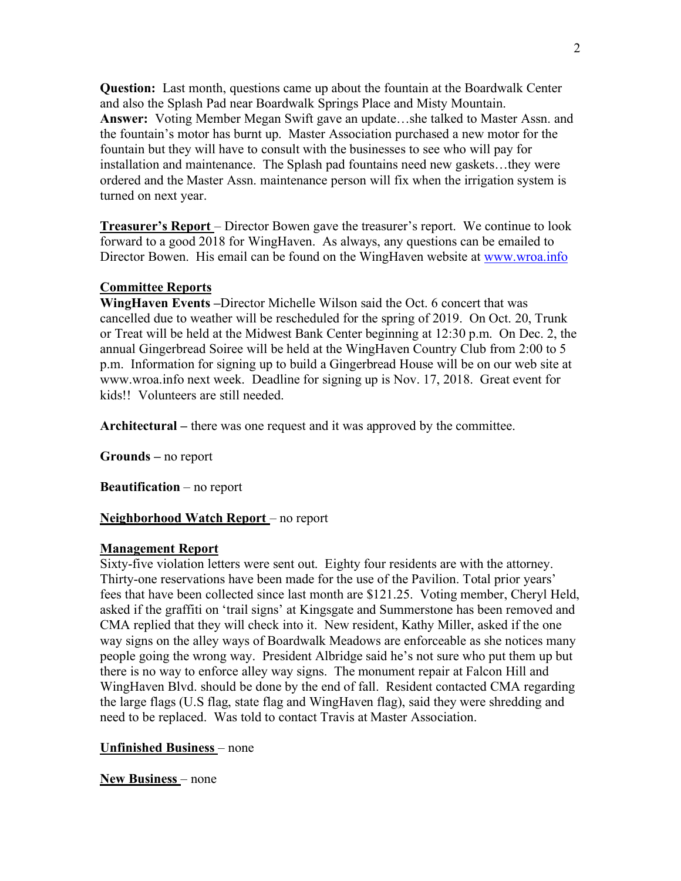**Question:** Last month, questions came up about the fountain at the Boardwalk Center and also the Splash Pad near Boardwalk Springs Place and Misty Mountain.
**Answer:** Voting Member Megan Swift gave an update…she talked to Master Assn. and the fountain's motor has burnt up. Master Association purchased a new motor for the fountain but they will have to consult with the businesses to see who will pay for installation and maintenance. The Splash pad fountains need new gaskets…they were ordered and the Master Assn. maintenance person will fix when the irrigation system is turned on next year.

**Treasurer's Report** – Director Bowen gave the treasurer's report. We continue to look forward to a good 2018 for WingHaven. As always, any questions can be emailed to Director Bowen. His email can be found on the WingHaven website at www.wroa.info

**Committee Reports**

**WingHaven Events** –Director Michelle Wilson said the Oct. 6 concert that was cancelled due to weather will be rescheduled for the spring of 2019. On Oct. 20, Trunk or Treat will be held at the Midwest Bank Center beginning at 12:30 p.m. On Dec. 2, the annual Gingerbread Soiree will be held at the WingHaven Country Club from 2:00 to 5 p.m. Information for signing up to build a Gingerbread House will be on our web site at www.wroa.info next week. Deadline for signing up is Nov. 17, 2018. Great event for kids!! Volunteers are still needed.

**Architectural –** there was one request and it was approved by the committee.

**Grounds –** no report

**Beautification** – no report

**Neighborhood Watch Report** – no report

**Management Report**

Sixty-five violation letters were sent out. Eighty four residents are with the attorney. Thirty-one reservations have been made for the use of the Pavilion. Total prior years' fees that have been collected since last month are $121.25. Voting member, Cheryl Held, asked if the graffiti on 'trail signs' at Kingsgate and Summerstone has been removed and CMA replied that they will check into it. New resident, Kathy Miller, asked if the one way signs on the alley ways of Boardwalk Meadows are enforceable as she notices many people going the wrong way. President Albridge said he's not sure who put them up but there is no way to enforce alley way signs. The monument repair at Falcon Hill and WingHaven Blvd. should be done by the end of fall. Resident contacted CMA regarding the large flags (U.S flag, state flag and WingHaven flag), said they were shredding and need to be replaced. Was told to contact Travis at Master Association.

**Unfinished Business** – none

**New Business** – none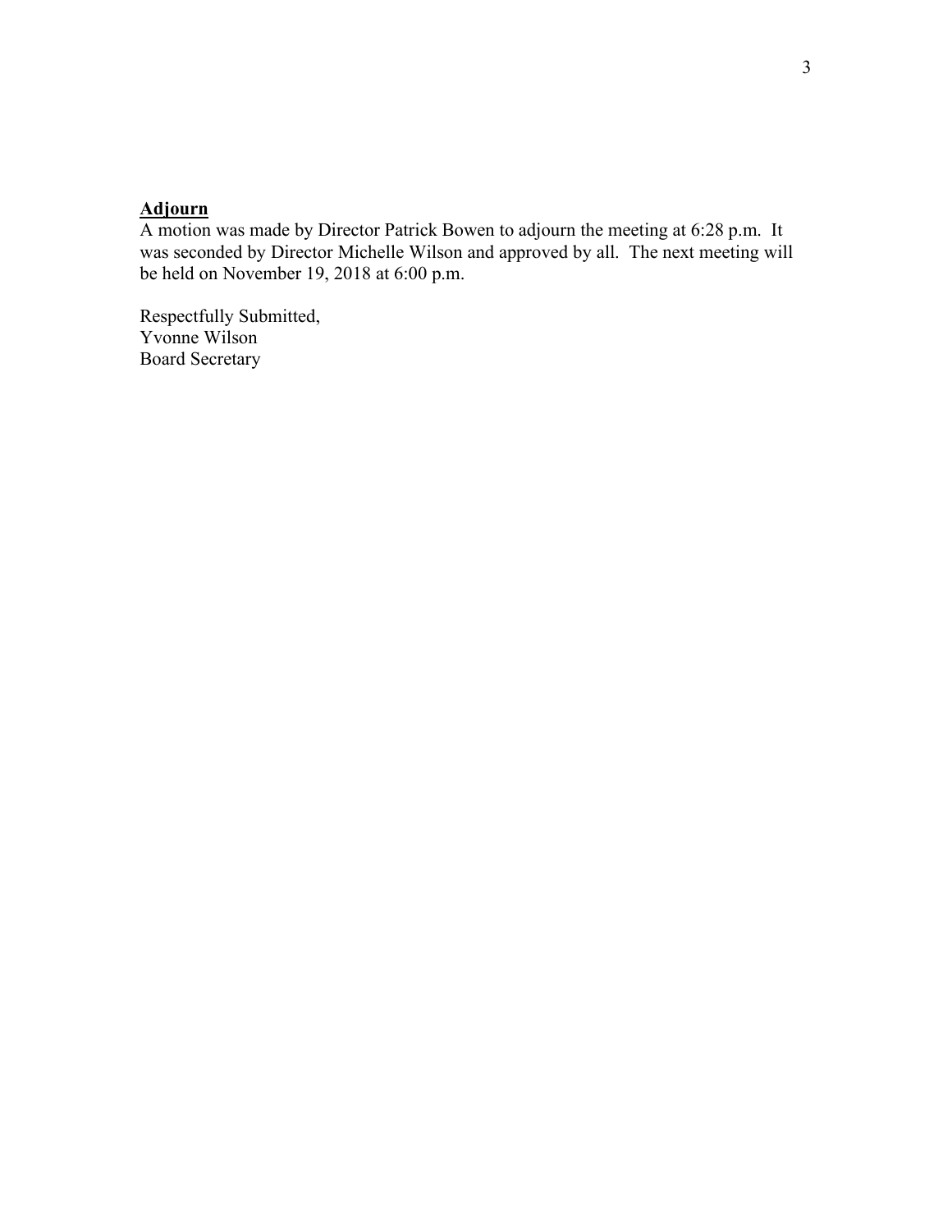**Adjourn**

A motion was made by Director Patrick Bowen to adjourn the meeting at 6:28 p.m. It was seconded by Director Michelle Wilson and approved by all. The next meeting will be held on November 19, 2018 at 6:00 p.m.

Respectfully Submitted,
Yvonne Wilson
Board Secretary